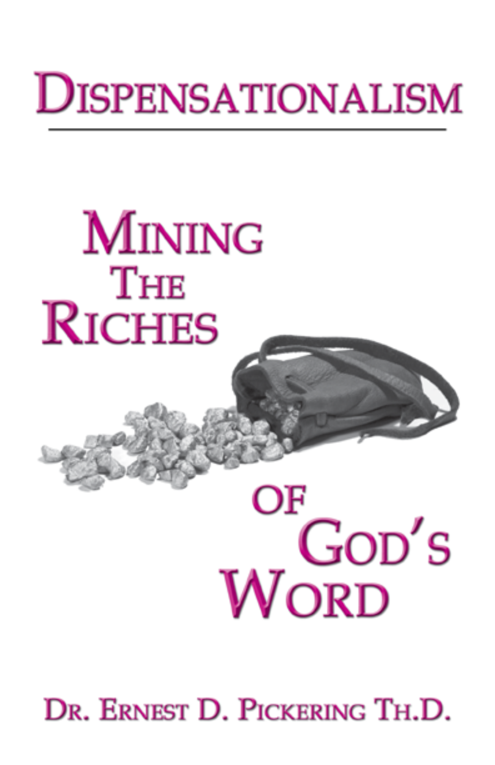# Dispensationalism

## Mining the Riches of God's Word

Dr. Ernest D. Pickering Th.D.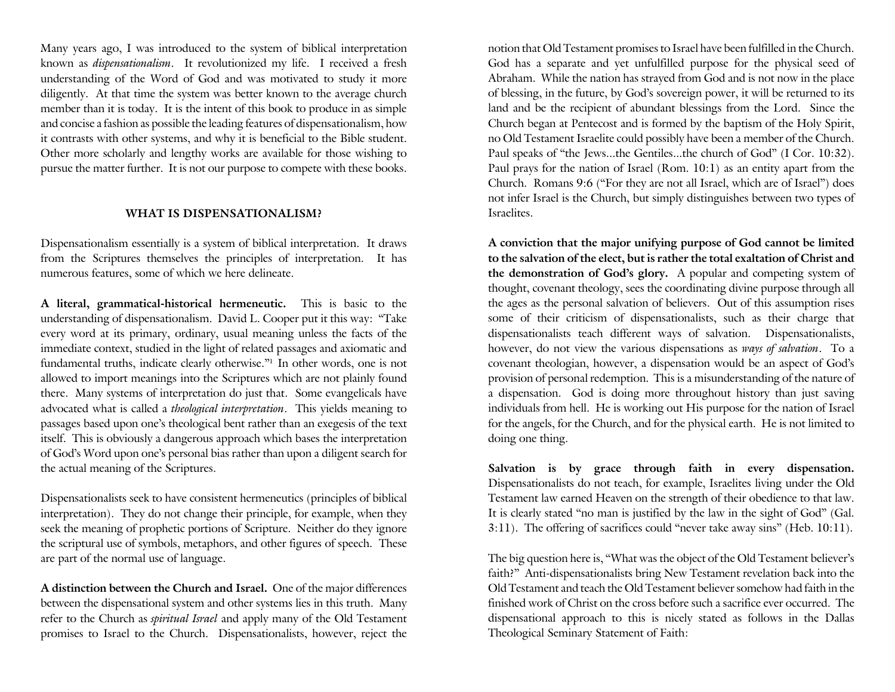Many years ago, I was introduced to the system of biblical interpretation known as *dispensationalism*. It revolutionized my life. I received a fresh understanding of the Word of God and was motivated to study it more diligently. At that time the system was better known to the average church member than it is today. It is the intent of this book to produce in as simple and concise a fashion as possible the leading features of dispensationalism, how it contrasts with other systems, and why it is beneficial to the Bible student. Other more scholarly and lengthy works are available for those wishing to pursue the matter further. It is not our purpose to compete with these books.

## WHAT IS DISPENSATIONALISM?

Dispensationalism essentially is a system of biblical interpretation. It draws from the Scriptures themselves the principles of interpretation. It has numerous features, some of which we here delineate.

**A literal, grammatical-historical hermeneutic.** This is basic to the understanding of dispensationalism. David L. Cooper put it this way: "Take every word at its primary, ordinary, usual meaning unless the facts of the immediate context, studied in the light of related passages and axiomatic and fundamental truths, indicate clearly otherwise."[1] In other words, one is not allowed to import meanings into the Scriptures which are not plainly found there. Many systems of interpretation do just that. Some evangelicals have advocated what is called a *theological interpretation*. This yields meaning to passages based upon one's theological bent rather than an exegesis of the text itself. This is obviously a dangerous approach which bases the interpretation of God's Word upon one's personal bias rather than upon a diligent search for the actual meaning of the Scriptures.

Dispensationalists seek to have consistent hermeneutics (principles of biblical interpretation). They do not change their principle, for example, when they seek the meaning of prophetic portions of Scripture. Neither do they ignore the scriptural use of symbols, metaphors, and other figures of speech. These are part of the normal use of language.

**A distinction between the Church and Israel.** One of the major differences between the dispensational system and other systems lies in this truth. Many refer to the Church as *spiritual Israel* and apply many of the Old Testament promises to Israel to the Church. Dispensationalists, however, reject the notion that Old Testament promises to Israel have been fulfilled in the Church. God has a separate and yet unfulfilled purpose for the physical seed of Abraham. While the nation has strayed from God and is not now in the place of blessing, in the future, by God's sovereign power, it will be returned to its land and be the recipient of abundant blessings from the Lord. Since the Church began at Pentecost and is formed by the baptism of the Holy Spirit, no Old Testament Israelite could possibly have been a member of the Church. Paul speaks of "the Jews...the Gentiles...the church of God" (I Cor. 10:32). Paul prays for the nation of Israel (Rom. 10:1) as an entity apart from the Church. Romans 9:6 ("For they are not all Israel, which are of Israel") does not infer Israel is the Church, but simply distinguishes between two types of Israelites.

**A conviction that the major unifying purpose of God cannot be limited to the salvation of the elect, but is rather the total exaltation of Christ and the demonstration of God's glory.** A popular and competing system of thought, covenant theology, sees the coordinating divine purpose through all the ages as the personal salvation of believers. Out of this assumption rises some of their criticism of dispensationalists, such as their charge that dispensationalists teach different ways of salvation. Dispensationalists, however, do not view the various dispensations as *ways of salvation*. To a covenant theologian, however, a dispensation would be an aspect of God's provision of personal redemption. This is a misunderstanding of the nature of a dispensation. God is doing more throughout history than just saving individuals from hell. He is working out His purpose for the nation of Israel for the angels, for the Church, and for the physical earth. He is not limited to doing one thing.

**Salvation is by grace through faith in every dispensation.** Dispensationalists do not teach, for example, Israelites living under the Old Testament law earned Heaven on the strength of their obedience to that law. It is clearly stated "no man is justified by the law in the sight of God" (Gal. 3:11). The offering of sacrifices could "never take away sins" (Heb. 10:11).

The big question here is, "What was the object of the Old Testament believer's faith?" Anti-dispensationalists bring New Testament revelation back into the Old Testament and teach the Old Testament believer somehow had faith in the finished work of Christ on the cross before such a sacrifice ever occurred. The dispensational approach to this is nicely stated as follows in the Dallas Theological Seminary Statement of Faith: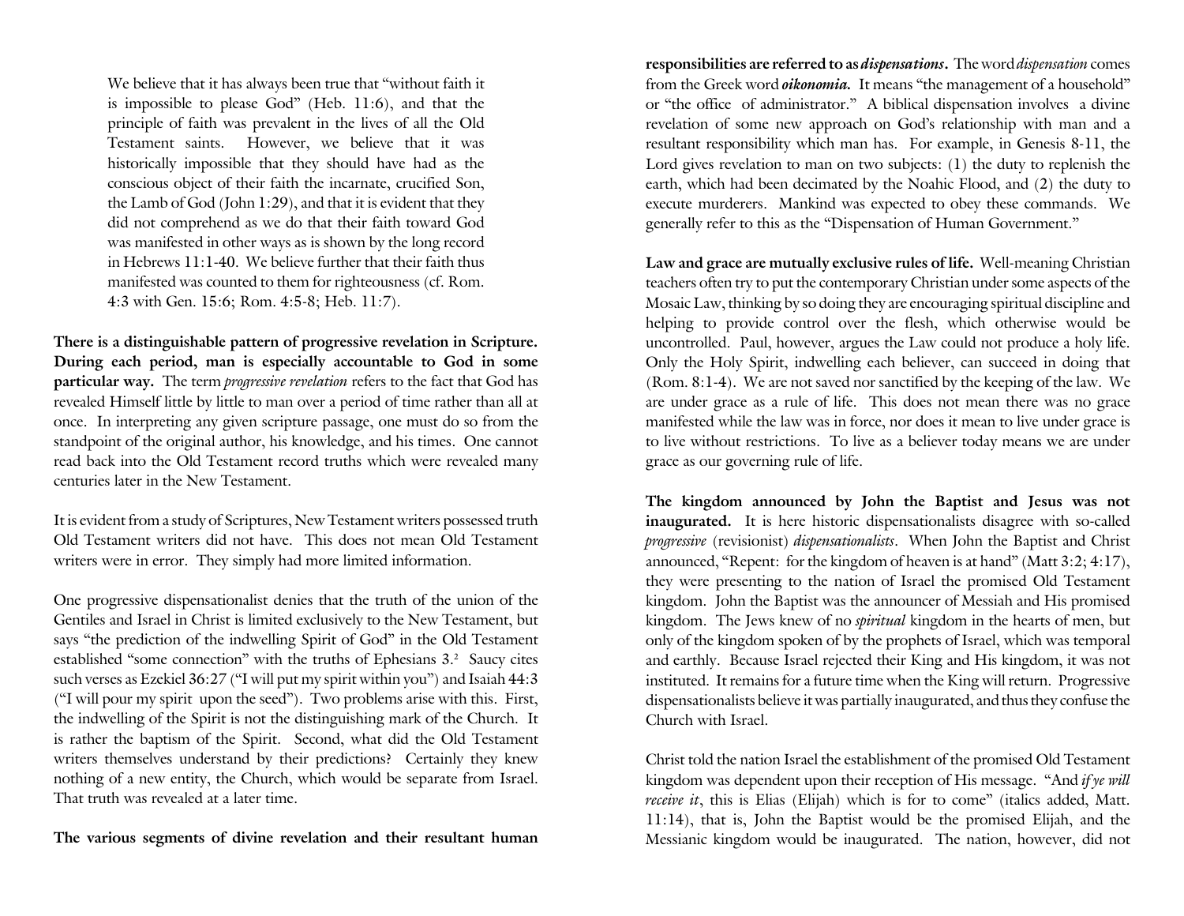We believe that it has always been true that "without faith it is impossible to please God" (Heb. 11:6), and that the principle of faith was prevalent in the lives of all the Old Testament saints. However, we believe that it was historically impossible that they should have had as the conscious object of their faith the incarnate, crucified Son, the Lamb of God (John 1:29), and that it is evident that they did not comprehend as we do that their faith toward God was manifested in other ways as is shown by the long record in Hebrews 11:1-40. We believe further that their faith thus manifested was counted to them for righteousness (cf. Rom. 4:3 with Gen. 15:6; Rom. 4:5-8; Heb. 11:7).

**There is a distinguishable pattern of progressive revelation in Scripture. During each period, man is especially accountable to God in some particular way.** The term *progressive revelation* refers to the fact that God has revealed Himself little by little to man over a period of time rather than all at once. In interpreting any given scripture passage, one must do so from the standpoint of the original author, his knowledge, and his times. One cannot read back into the Old Testament record truths which were revealed many centuries later in the New Testament.

It is evident from a study of Scriptures, New Testament writers possessed truth Old Testament writers did not have. This does not mean Old Testament writers were in error. They simply had more limited information.

One progressive dispensationalist denies that the truth of the union of the Gentiles and Israel in Christ is limited exclusively to the New Testament, but says "the prediction of the indwelling Spirit of God" in the Old Testament established "some connection" with the truths of Ephesians 3.[2] Saucy cites such verses as Ezekiel 36:27 ("I will put my spirit within you") and Isaiah 44:3 ("I will pour my spirit upon the seed"). Two problems arise with this. First, the indwelling of the Spirit is not the distinguishing mark of the Church. It is rather the baptism of the Spirit. Second, what did the Old Testament writers themselves understand by their predictions? Certainly they knew nothing of a new entity, the Church, which would be separate from Israel. That truth was revealed at a later time.

**The various segments of divine revelation and their resultant human responsibilities are referred to as *dispensations*.** The word *dispensation* comes from the Greek word ***oikonomia.*** It means "the management of a household" or "the office of administrator." A biblical dispensation involves a divine revelation of some new approach on God's relationship with man and a resultant responsibility which man has. For example, in Genesis 8-11, the Lord gives revelation to man on two subjects: (1) the duty to replenish the earth, which had been decimated by the Noahic Flood, and (2) the duty to execute murderers. Mankind was expected to obey these commands. We generally refer to this as the "Dispensation of Human Government."

**Law and grace are mutually exclusive rules of life.** Well-meaning Christian teachers often try to put the contemporary Christian under some aspects of the Mosaic Law, thinking by so doing they are encouraging spiritual discipline and helping to provide control over the flesh, which otherwise would be uncontrolled. Paul, however, argues the Law could not produce a holy life. Only the Holy Spirit, indwelling each believer, can succeed in doing that (Rom. 8:1-4). We are not saved nor sanctified by the keeping of the law. We are under grace as a rule of life. This does not mean there was no grace manifested while the law was in force, nor does it mean to live under grace is to live without restrictions. To live as a believer today means we are under grace as our governing rule of life.

**The kingdom announced by John the Baptist and Jesus was not inaugurated.** It is here historic dispensationalists disagree with so-called *progressive* (revisionist) *dispensationalists*. When John the Baptist and Christ announced, "Repent: for the kingdom of heaven is at hand" (Matt 3:2; 4:17), they were presenting to the nation of Israel the promised Old Testament kingdom. John the Baptist was the announcer of Messiah and His promised kingdom. The Jews knew of no *spiritual* kingdom in the hearts of men, but only of the kingdom spoken of by the prophets of Israel, which was temporal and earthly. Because Israel rejected their King and His kingdom, it was not instituted. It remains for a future time when the King will return. Progressive dispensationalists believe it was partially inaugurated, and thus they confuse the Church with Israel.

Christ told the nation Israel the establishment of the promised Old Testament kingdom was dependent upon their reception of His message. "And *if ye will receive it*, this is Elias (Elijah) which is for to come" (italics added, Matt. 11:14), that is, John the Baptist would be the promised Elijah, and the Messianic kingdom would be inaugurated. The nation, however, did not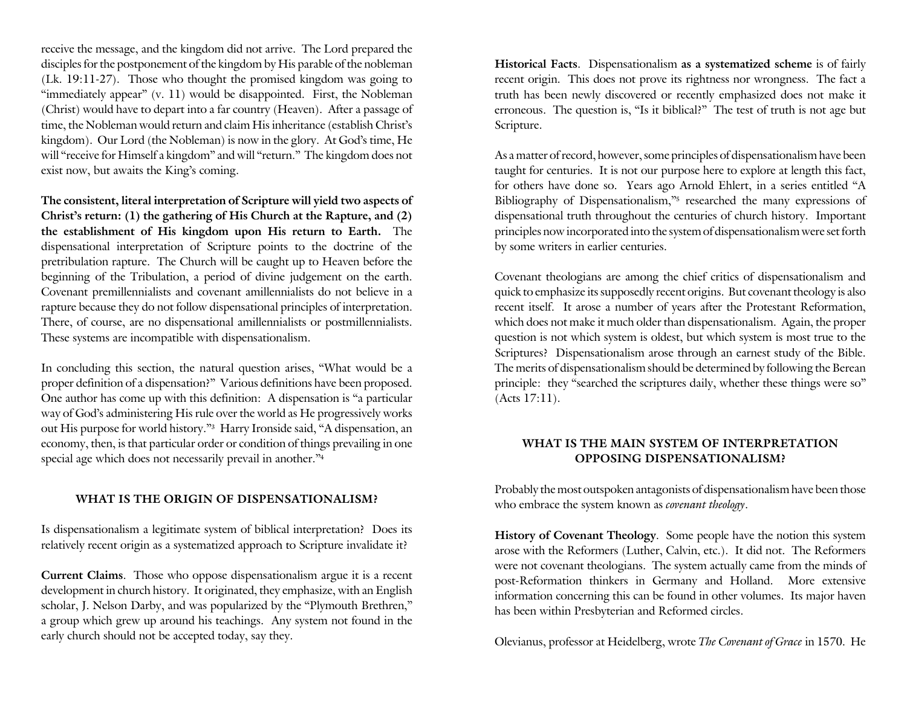receive the message, and the kingdom did not arrive. The Lord prepared the disciples for the postponement of the kingdom by His parable of the nobleman (Lk. 19:11-27). Those who thought the promised kingdom was going to "immediately appear" (v. 11) would be disappointed. First, the Nobleman (Christ) would have to depart into a far country (Heaven). After a passage of time, the Nobleman would return and claim His inheritance (establish Christ's kingdom). Our Lord (the Nobleman) is now in the glory. At God's time, He will "receive for Himself a kingdom" and will "return." The kingdom does not exist now, but awaits the King's coming.

**The consistent, literal interpretation of Scripture will yield two aspects of Christ's return: (1) the gathering of His Church at the Rapture, and (2) the establishment of His kingdom upon His return to Earth.** The dispensational interpretation of Scripture points to the doctrine of the pretribulation rapture. The Church will be caught up to Heaven before the beginning of the Tribulation, a period of divine judgement on the earth. Covenant premillennialists and covenant amillennialists do not believe in a rapture because they do not follow dispensational principles of interpretation. There, of course, are no dispensational amillennialists or postmillennialists. These systems are incompatible with dispensationalism.

In concluding this section, the natural question arises, "What would be a proper definition of a dispensation?" Various definitions have been proposed. One author has come up with this definition: A dispensation is "a particular way of God's administering His rule over the world as He progressively works out His purpose for world history."[3] Harry Ironside said, "A dispensation, an economy, then, is that particular order or condition of things prevailing in one special age which does not necessarily prevail in another."[4]

## WHAT IS THE ORIGIN OF DISPENSATIONALISM?

Is dispensationalism a legitimate system of biblical interpretation? Does its relatively recent origin as a systematized approach to Scripture invalidate it?

**Current Claims**. Those who oppose dispensationalism argue it is a recent development in church history. It originated, they emphasize, with an English scholar, J. Nelson Darby, and was popularized by the "Plymouth Brethren," a group which grew up around his teachings. Any system not found in the early church should not be accepted today, say they.

**Historical Facts**. Dispensationalism **as a systematized scheme** is of fairly recent origin. This does not prove its rightness nor wrongness. The fact a truth has been newly discovered or recently emphasized does not make it erroneous. The question is, "Is it biblical?" The test of truth is not age but Scripture.

As a matter of record, however, some principles of dispensationalism have been taught for centuries. It is not our purpose here to explore at length this fact, for others have done so. Years ago Arnold Ehlert, in a series entitled "A Bibliography of Dispensationalism,"[5] researched the many expressions of dispensational truth throughout the centuries of church history. Important principles now incorporated into the system of dispensationalism were set forth by some writers in earlier centuries.

Covenant theologians are among the chief critics of dispensationalism and quick to emphasize its supposedly recent origins. But covenant theology is also recent itself. It arose a number of years after the Protestant Reformation, which does not make it much older than dispensationalism. Again, the proper question is not which system is oldest, but which system is most true to the Scriptures? Dispensationalism arose through an earnest study of the Bible. The merits of dispensationalism should be determined by following the Berean principle: they "searched the scriptures daily, whether these things were so" (Acts 17:11).

## WHAT IS THE MAIN SYSTEM OF INTERPRETATION OPPOSING DISPENSATIONALISM?

Probably the most outspoken antagonists of dispensationalism have been those who embrace the system known as *covenant theology*.

**History of Covenant Theology**. Some people have the notion this system arose with the Reformers (Luther, Calvin, etc.). It did not. The Reformers were not covenant theologians. The system actually came from the minds of post-Reformation thinkers in Germany and Holland. More extensive information concerning this can be found in other volumes. Its major haven has been within Presbyterian and Reformed circles.

Olevianus, professor at Heidelberg, wrote *The Covenant of Grace* in 1570. He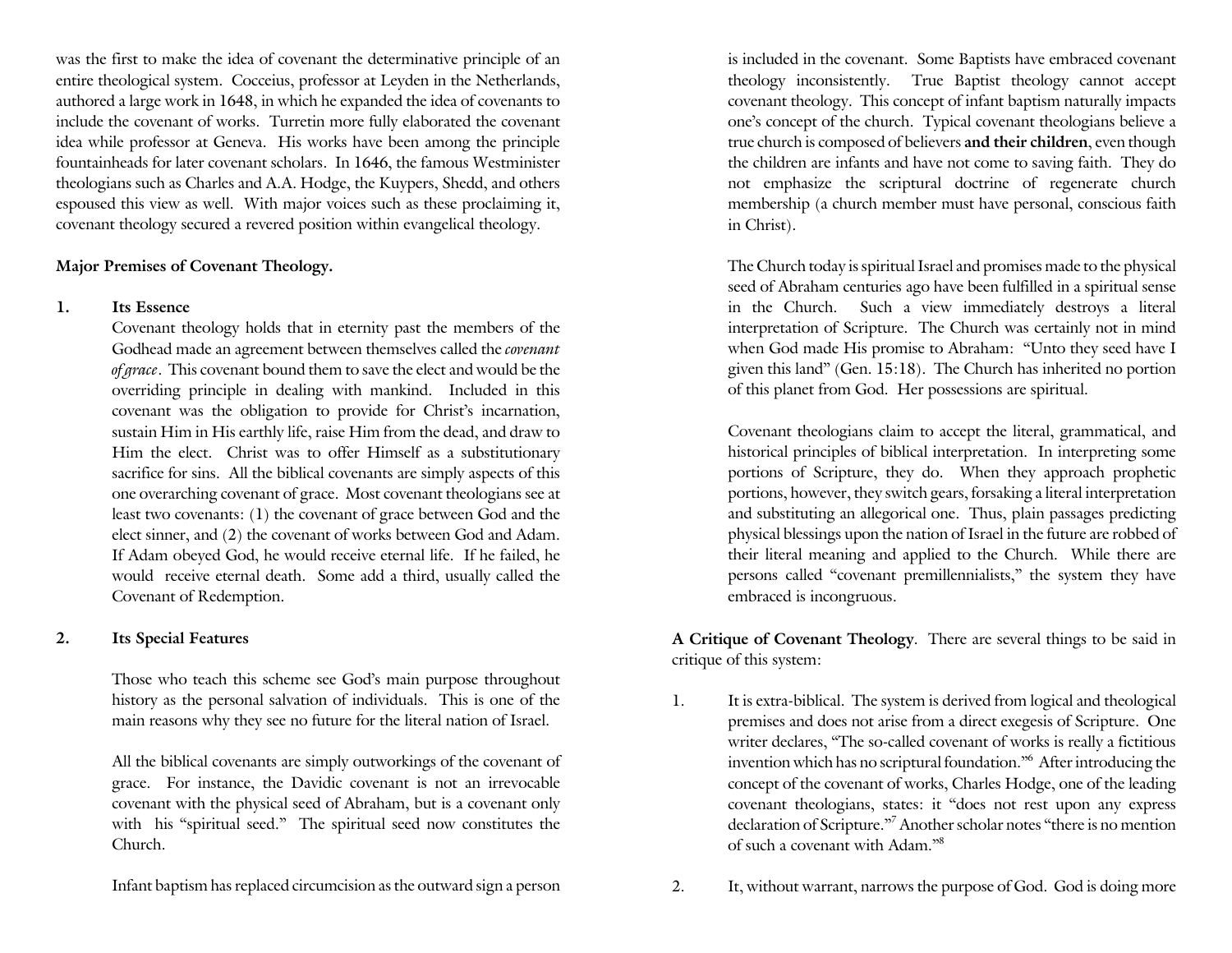was the first to make the idea of covenant the determinative principle of an entire theological system. Cocceius, professor at Leyden in the Netherlands, authored a large work in 1648, in which he expanded the idea of covenants to include the covenant of works. Turretin more fully elaborated the covenant idea while professor at Geneva. His works have been among the principle fountainheads for later covenant scholars. In 1646, the famous Westminister theologians such as Charles and A.A. Hodge, the Kuypers, Shedd, and others espoused this view as well. With major voices such as these proclaiming it, covenant theology secured a revered position within evangelical theology.

**Major Premises of Covenant Theology.**

**1. Its Essence**

Covenant theology holds that in eternity past the members of the Godhead made an agreement between themselves called the *covenant of grace*. This covenant bound them to save the elect and would be the overriding principle in dealing with mankind. Included in this covenant was the obligation to provide for Christ's incarnation, sustain Him in His earthly life, raise Him from the dead, and draw to Him the elect. Christ was to offer Himself as a substitutionary sacrifice for sins. All the biblical covenants are simply aspects of this one overarching covenant of grace. Most covenant theologians see at least two covenants: (1) the covenant of grace between God and the elect sinner, and (2) the covenant of works between God and Adam. If Adam obeyed God, he would receive eternal life. If he failed, he would receive eternal death. Some add a third, usually called the Covenant of Redemption.

**2. Its Special Features**

Those who teach this scheme see God's main purpose throughout history as the personal salvation of individuals. This is one of the main reasons why they see no future for the literal nation of Israel.

All the biblical covenants are simply outworkings of the covenant of grace. For instance, the Davidic covenant is not an irrevocable covenant with the physical seed of Abraham, but is a covenant only with his "spiritual seed." The spiritual seed now constitutes the Church.

Infant baptism has replaced circumcision as the outward sign a person is included in the covenant. Some Baptists have embraced covenant theology inconsistently. True Baptist theology cannot accept covenant theology. This concept of infant baptism naturally impacts one's concept of the church. Typical covenant theologians believe a true church is composed of believers **and their children**, even though the children are infants and have not come to saving faith. They do not emphasize the scriptural doctrine of regenerate church membership (a church member must have personal, conscious faith in Christ).

The Church today is spiritual Israel and promises made to the physical seed of Abraham centuries ago have been fulfilled in a spiritual sense in the Church. Such a view immediately destroys a literal interpretation of Scripture. The Church was certainly not in mind when God made His promise to Abraham: "Unto they seed have I given this land" (Gen. 15:18). The Church has inherited no portion of this planet from God. Her possessions are spiritual.

Covenant theologians claim to accept the literal, grammatical, and historical principles of biblical interpretation. In interpreting some portions of Scripture, they do. When they approach prophetic portions, however, they switch gears, forsaking a literal interpretation and substituting an allegorical one. Thus, plain passages predicting physical blessings upon the nation of Israel in the future are robbed of their literal meaning and applied to the Church. While there are persons called "covenant premillennialists," the system they have embraced is incongruous.

**A Critique of Covenant Theology**. There are several things to be said in critique of this system:

1. It is extra-biblical. The system is derived from logical and theological premises and does not arise from a direct exegesis of Scripture. One writer declares, "The so-called covenant of works is really a fictitious invention which has no scriptural foundation."[6] After introducing the concept of the covenant of works, Charles Hodge, one of the leading covenant theologians, states: it "does not rest upon any express declaration of Scripture."[7] Another scholar notes "there is no mention of such a covenant with Adam."[8]

2. It, without warrant, narrows the purpose of God. God is doing more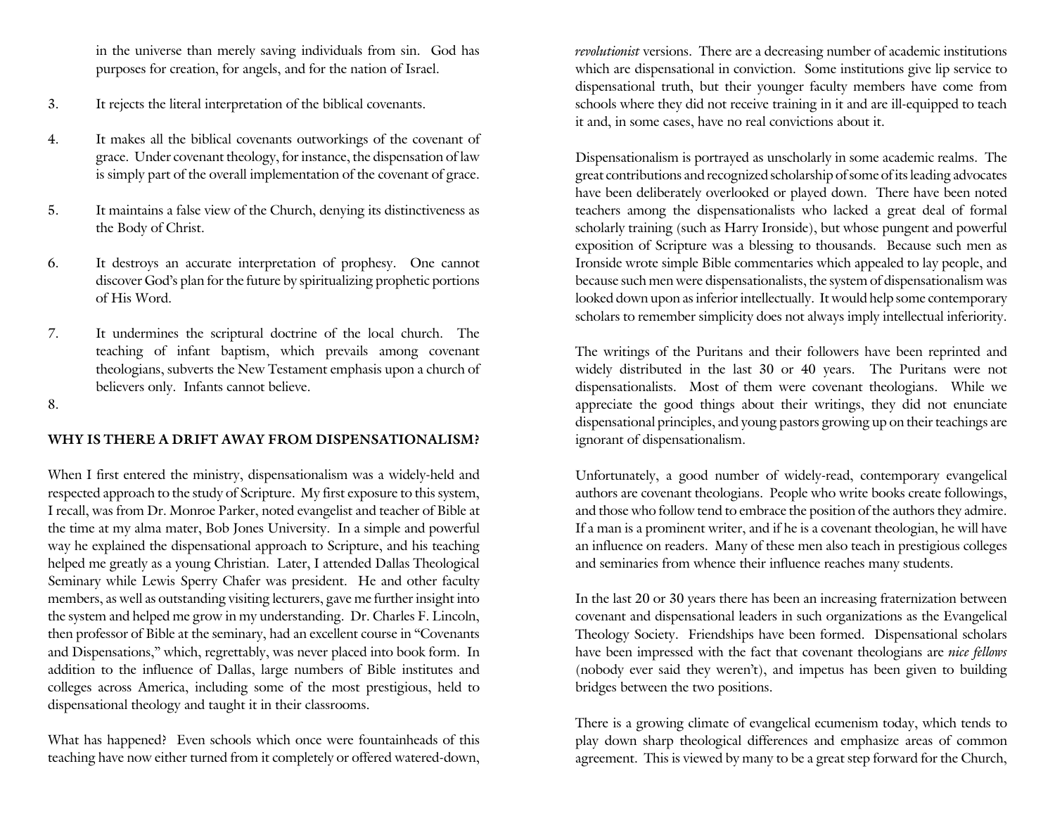in the universe than merely saving individuals from sin. God has purposes for creation, for angels, and for the nation of Israel.

3. It rejects the literal interpretation of the biblical covenants.

4. It makes all the biblical covenants outworkings of the covenant of grace. Under covenant theology, for instance, the dispensation of law is simply part of the overall implementation of the covenant of grace.

5. It maintains a false view of the Church, denying its distinctiveness as the Body of Christ.

6. It destroys an accurate interpretation of prophesy. One cannot discover God's plan for the future by spiritualizing prophetic portions of His Word.

7. It undermines the scriptural doctrine of the local church. The teaching of infant baptism, which prevails among covenant theologians, subverts the New Testament emphasis upon a church of believers only. Infants cannot believe.

8.

## WHY IS THERE A DRIFT AWAY FROM DISPENSATIONALISM?

When I first entered the ministry, dispensationalism was a widely-held and respected approach to the study of Scripture. My first exposure to this system, I recall, was from Dr. Monroe Parker, noted evangelist and teacher of Bible at the time at my alma mater, Bob Jones University. In a simple and powerful way he explained the dispensational approach to Scripture, and his teaching helped me greatly as a young Christian. Later, I attended Dallas Theological Seminary while Lewis Sperry Chafer was president. He and other faculty members, as well as outstanding visiting lecturers, gave me further insight into the system and helped me grow in my understanding. Dr. Charles F. Lincoln, then professor of Bible at the seminary, had an excellent course in "Covenants and Dispensations," which, regrettably, was never placed into book form. In addition to the influence of Dallas, large numbers of Bible institutes and colleges across America, including some of the most prestigious, held to dispensational theology and taught it in their classrooms.

What has happened? Even schools which once were fountainheads of this teaching have now either turned from it completely or offered watered-down, *revolutionist* versions. There are a decreasing number of academic institutions which are dispensational in conviction. Some institutions give lip service to dispensational truth, but their younger faculty members have come from schools where they did not receive training in it and are ill-equipped to teach it and, in some cases, have no real convictions about it.

Dispensationalism is portrayed as unscholarly in some academic realms. The great contributions and recognized scholarship of some of its leading advocates have been deliberately overlooked or played down. There have been noted teachers among the dispensationalists who lacked a great deal of formal scholarly training (such as Harry Ironside), but whose pungent and powerful exposition of Scripture was a blessing to thousands. Because such men as Ironside wrote simple Bible commentaries which appealed to lay people, and because such men were dispensationalists, the system of dispensationalism was looked down upon as inferior intellectually. It would help some contemporary scholars to remember simplicity does not always imply intellectual inferiority.

The writings of the Puritans and their followers have been reprinted and widely distributed in the last 30 or 40 years. The Puritans were not dispensationalists. Most of them were covenant theologians. While we appreciate the good things about their writings, they did not enunciate dispensational principles, and young pastors growing up on their teachings are ignorant of dispensationalism.

Unfortunately, a good number of widely-read, contemporary evangelical authors are covenant theologians. People who write books create followings, and those who follow tend to embrace the position of the authors they admire. If a man is a prominent writer, and if he is a covenant theologian, he will have an influence on readers. Many of these men also teach in prestigious colleges and seminaries from whence their influence reaches many students.

In the last 20 or 30 years there has been an increasing fraternization between covenant and dispensational leaders in such organizations as the Evangelical Theology Society. Friendships have been formed. Dispensational scholars have been impressed with the fact that covenant theologians are *nice fellows* (nobody ever said they weren't), and impetus has been given to building bridges between the two positions.

There is a growing climate of evangelical ecumenism today, which tends to play down sharp theological differences and emphasize areas of common agreement. This is viewed by many to be a great step forward for the Church,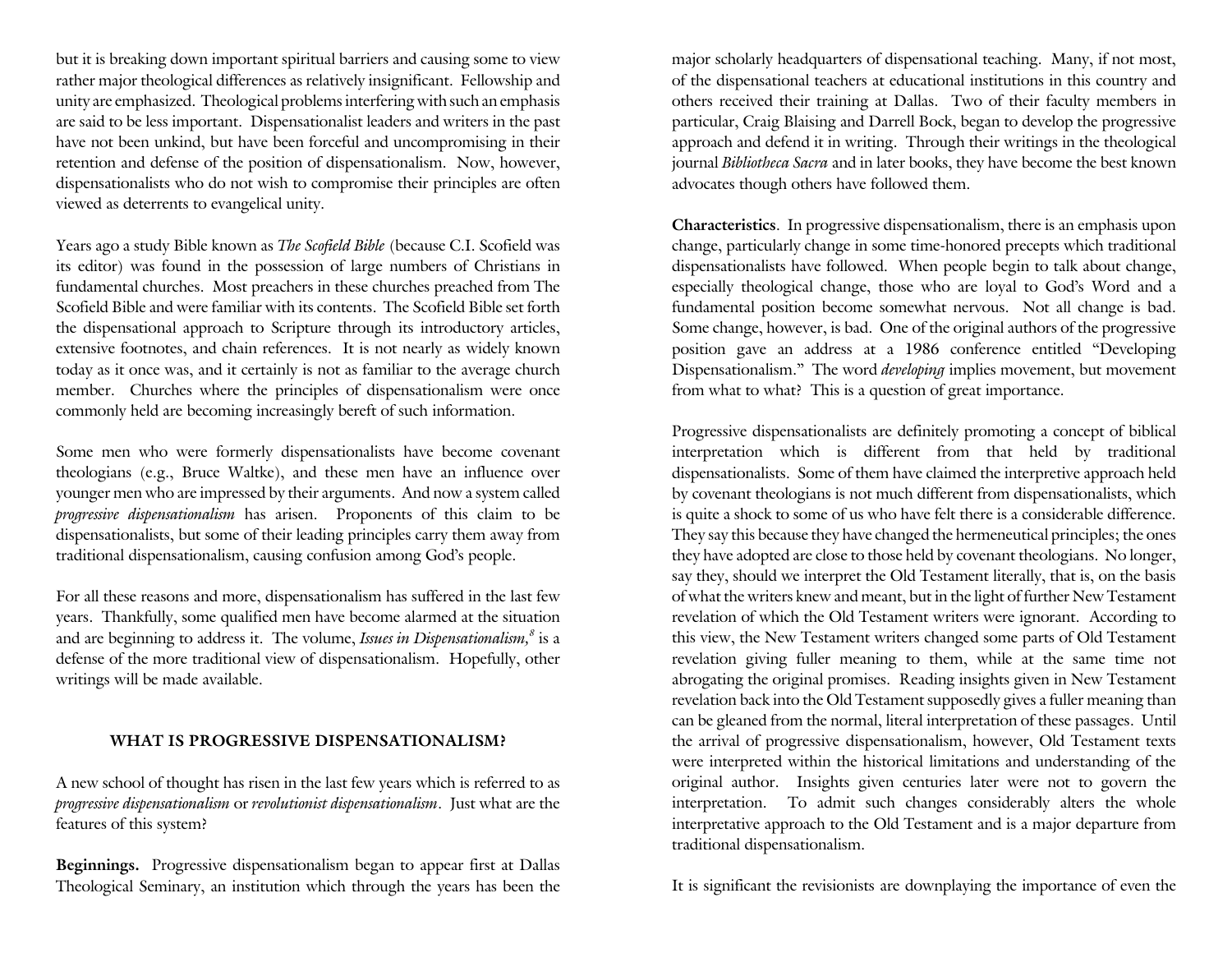but it is breaking down important spiritual barriers and causing some to view rather major theological differences as relatively insignificant. Fellowship and unity are emphasized. Theological problems interfering with such an emphasis are said to be less important. Dispensationalist leaders and writers in the past have not been unkind, but have been forceful and uncompromising in their retention and defense of the position of dispensationalism. Now, however, dispensationalists who do not wish to compromise their principles are often viewed as deterrents to evangelical unity.

Years ago a study Bible known as *The Scofield Bible* (because C.I. Scofield was its editor) was found in the possession of large numbers of Christians in fundamental churches. Most preachers in these churches preached from The Scofield Bible and were familiar with its contents. The Scofield Bible set forth the dispensational approach to Scripture through its introductory articles, extensive footnotes, and chain references. It is not nearly as widely known today as it once was, and it certainly is not as familiar to the average church member. Churches where the principles of dispensationalism were once commonly held are becoming increasingly bereft of such information.

Some men who were formerly dispensationalists have become covenant theologians (e.g., Bruce Waltke), and these men have an influence over younger men who are impressed by their arguments. And now a system called *progressive dispensationalism* has arisen. Proponents of this claim to be dispensationalists, but some of their leading principles carry them away from traditional dispensationalism, causing confusion among God's people.

For all these reasons and more, dispensationalism has suffered in the last few years. Thankfully, some qualified men have become alarmed at the situation and are beginning to address it. The volume, *Issues in Dispensationalism,*[8] is a defense of the more traditional view of dispensationalism. Hopefully, other writings will be made available.

## WHAT IS PROGRESSIVE DISPENSATIONALISM?

A new school of thought has risen in the last few years which is referred to as *progressive dispensationalism* or *revolutionist dispensationalism*. Just what are the features of this system?

**Beginnings.** Progressive dispensationalism began to appear first at Dallas Theological Seminary, an institution which through the years has been the major scholarly headquarters of dispensational teaching. Many, if not most, of the dispensational teachers at educational institutions in this country and others received their training at Dallas. Two of their faculty members in particular, Craig Blaising and Darrell Bock, began to develop the progressive approach and defend it in writing. Through their writings in the theological journal *Bibliotheca Sacra* and in later books, they have become the best known advocates though others have followed them.

**Characteristics**. In progressive dispensationalism, there is an emphasis upon change, particularly change in some time-honored precepts which traditional dispensationalists have followed. When people begin to talk about change, especially theological change, those who are loyal to God's Word and a fundamental position become somewhat nervous. Not all change is bad. Some change, however, is bad. One of the original authors of the progressive position gave an address at a 1986 conference entitled "Developing Dispensationalism." The word *developing* implies movement, but movement from what to what? This is a question of great importance.

Progressive dispensationalists are definitely promoting a concept of biblical interpretation which is different from that held by traditional dispensationalists. Some of them have claimed the interpretive approach held by covenant theologians is not much different from dispensationalists, which is quite a shock to some of us who have felt there is a considerable difference. They say this because they have changed the hermeneutical principles; the ones they have adopted are close to those held by covenant theologians. No longer, say they, should we interpret the Old Testament literally, that is, on the basis of what the writers knew and meant, but in the light of further New Testament revelation of which the Old Testament writers were ignorant. According to this view, the New Testament writers changed some parts of Old Testament revelation giving fuller meaning to them, while at the same time not abrogating the original promises. Reading insights given in New Testament revelation back into the Old Testament supposedly gives a fuller meaning than can be gleaned from the normal, literal interpretation of these passages. Until the arrival of progressive dispensationalism, however, Old Testament texts were interpreted within the historical limitations and understanding of the original author. Insights given centuries later were not to govern the interpretation. To admit such changes considerably alters the whole interpretative approach to the Old Testament and is a major departure from traditional dispensationalism.

It is significant the revisionists are downplaying the importance of even the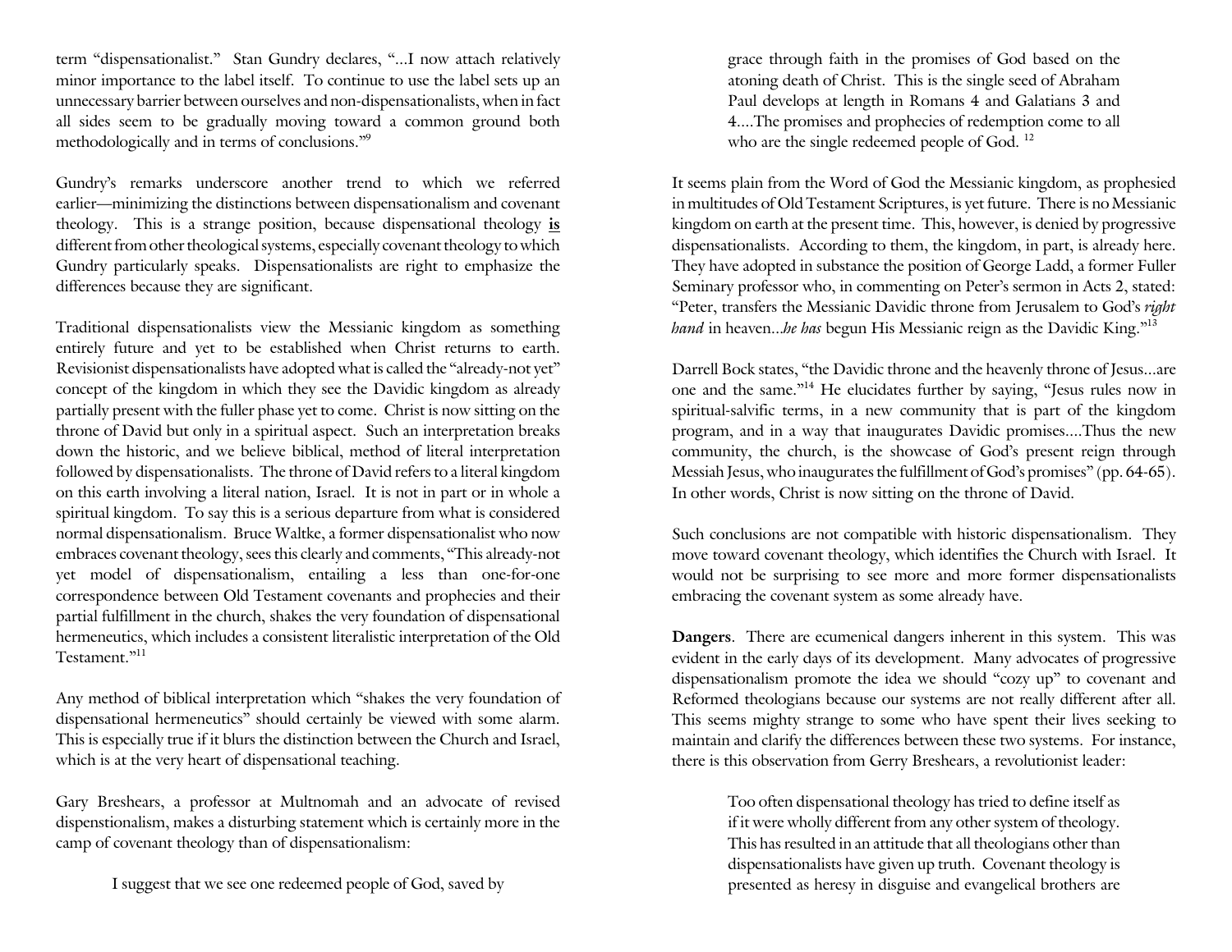term "dispensationalist." Stan Gundry declares, "...I now attach relatively minor importance to the label itself. To continue to use the label sets up an unnecessary barrier between ourselves and non-dispensationalists, when in fact all sides seem to be gradually moving toward a common ground both methodologically and in terms of conclusions."[9]

Gundry's remarks underscore another trend to which we referred earlier—minimizing the distinctions between dispensationalism and covenant theology. This is a strange position, because dispensational theology **<u>is</u>** different from other theological systems, especially covenant theology to which Gundry particularly speaks. Dispensationalists are right to emphasize the differences because they are significant.

Traditional dispensationalists view the Messianic kingdom as something entirely future and yet to be established when Christ returns to earth. Revisionist dispensationalists have adopted what is called the "already-not yet" concept of the kingdom in which they see the Davidic kingdom as already partially present with the fuller phase yet to come. Christ is now sitting on the throne of David but only in a spiritual aspect. Such an interpretation breaks down the historic, and we believe biblical, method of literal interpretation followed by dispensationalists. The throne of David refers to a literal kingdom on this earth involving a literal nation, Israel. It is not in part or in whole a spiritual kingdom. To say this is a serious departure from what is considered normal dispensationalism. Bruce Waltke, a former dispensationalist who now embraces covenant theology, sees this clearly and comments, "This already-not yet model of dispensationalism, entailing a less than one-for-one correspondence between Old Testament covenants and prophecies and their partial fulfillment in the church, shakes the very foundation of dispensational hermeneutics, which includes a consistent literalistic interpretation of the Old Testament."[11]

Any method of biblical interpretation which "shakes the very foundation of dispensational hermeneutics" should certainly be viewed with some alarm. This is especially true if it blurs the distinction between the Church and Israel, which is at the very heart of dispensational teaching.

Gary Breshears, a professor at Multnomah and an advocate of revised dispenstionalism, makes a disturbing statement which is certainly more in the camp of covenant theology than of dispensationalism:

> I suggest that we see one redeemed people of God, saved by grace through faith in the promises of God based on the atoning death of Christ. This is the single seed of Abraham Paul develops at length in Romans 4 and Galatians 3 and 4....The promises and prophecies of redemption come to all who are the single redeemed people of God. [12]

It seems plain from the Word of God the Messianic kingdom, as prophesied in multitudes of Old Testament Scriptures, is yet future. There is no Messianic kingdom on earth at the present time. This, however, is denied by progressive dispensationalists. According to them, the kingdom, in part, is already here. They have adopted in substance the position of George Ladd, a former Fuller Seminary professor who, in commenting on Peter's sermon in Acts 2, stated: "Peter, transfers the Messianic Davidic throne from Jerusalem to God's *right hand* in heaven...*he has* begun His Messianic reign as the Davidic King."[13]

Darrell Bock states, "the Davidic throne and the heavenly throne of Jesus...are one and the same."[14] He elucidates further by saying, "Jesus rules now in spiritual-salvific terms, in a new community that is part of the kingdom program, and in a way that inaugurates Davidic promises....Thus the new community, the church, is the showcase of God's present reign through Messiah Jesus, who inaugurates the fulfillment of God's promises" (pp. 64-65). In other words, Christ is now sitting on the throne of David.

Such conclusions are not compatible with historic dispensationalism. They move toward covenant theology, which identifies the Church with Israel. It would not be surprising to see more and more former dispensationalists embracing the covenant system as some already have.

**Dangers**. There are ecumenical dangers inherent in this system. This was evident in the early days of its development. Many advocates of progressive dispensationalism promote the idea we should "cozy up" to covenant and Reformed theologians because our systems are not really different after all. This seems mighty strange to some who have spent their lives seeking to maintain and clarify the differences between these two systems. For instance, there is this observation from Gerry Breshears, a revolutionist leader:

> Too often dispensational theology has tried to define itself as if it were wholly different from any other system of theology. This has resulted in an attitude that all theologians other than dispensationalists have given up truth. Covenant theology is presented as heresy in disguise and evangelical brothers are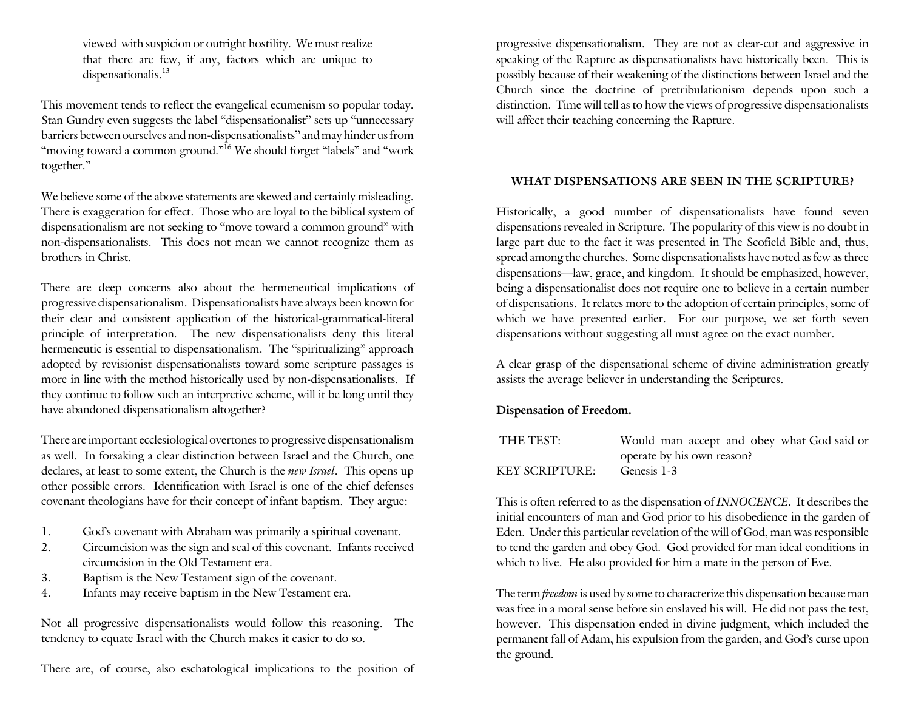viewed with suspicion or outright hostility. We must realize that there are few, if any, factors which are unique to dispensationalis.[13]

This movement tends to reflect the evangelical ecumenism so popular today. Stan Gundry even suggests the label "dispensationalist" sets up "unnecessary barriers between ourselves and non-dispensationalists" and may hinder us from "moving toward a common ground."[16] We should forget "labels" and "work together."

We believe some of the above statements are skewed and certainly misleading. There is exaggeration for effect. Those who are loyal to the biblical system of dispensationalism are not seeking to "move toward a common ground" with non-dispensationalists. This does not mean we cannot recognize them as brothers in Christ.

There are deep concerns also about the hermeneutical implications of progressive dispensationalism. Dispensationalists have always been known for their clear and consistent application of the historical-grammatical-literal principle of interpretation. The new dispensationalists deny this literal hermeneutic is essential to dispensationalism. The "spiritualizing" approach adopted by revisionist dispensationalists toward some scripture passages is more in line with the method historically used by non-dispensationalists. If they continue to follow such an interpretive scheme, will it be long until they have abandoned dispensationalism altogether?

There are important ecclesiological overtones to progressive dispensationalism as well. In forsaking a clear distinction between Israel and the Church, one declares, at least to some extent, the Church is the *new Israel*. This opens up other possible errors. Identification with Israel is one of the chief defenses covenant theologians have for their concept of infant baptism. They argue:

1. God's covenant with Abraham was primarily a spiritual covenant.
2. Circumcision was the sign and seal of this covenant. Infants received circumcision in the Old Testament era.
3. Baptism is the New Testament sign of the covenant.
4. Infants may receive baptism in the New Testament era.

Not all progressive dispensationalists would follow this reasoning. The tendency to equate Israel with the Church makes it easier to do so.

There are, of course, also eschatological implications to the position of progressive dispensationalism. They are not as clear-cut and aggressive in speaking of the Rapture as dispensationalists have historically been. This is possibly because of their weakening of the distinctions between Israel and the Church since the doctrine of pretribulationism depends upon such a distinction. Time will tell as to how the views of progressive dispensationalists will affect their teaching concerning the Rapture.

## WHAT DISPENSATIONS ARE SEEN IN THE SCRIPTURE?

Historically, a good number of dispensationalists have found seven dispensations revealed in Scripture. The popularity of this view is no doubt in large part due to the fact it was presented in The Scofield Bible and, thus, spread among the churches. Some dispensationalists have noted as few as three dispensations—law, grace, and kingdom. It should be emphasized, however, being a dispensationalist does not require one to believe in a certain number of dispensations. It relates more to the adoption of certain principles, some of which we have presented earlier. For our purpose, we set forth seven dispensations without suggesting all must agree on the exact number.

A clear grasp of the dispensational scheme of divine administration greatly assists the average believer in understanding the Scriptures.

**Dispensation of Freedom.**

| | |
|---|---|
| THE TEST: | Would man accept and obey what God said or operate by his own reason? |
| KEY SCRIPTURE: | Genesis 1-3 |

This is often referred to as the dispensation of *INNOCENCE*. It describes the initial encounters of man and God prior to his disobedience in the garden of Eden. Under this particular revelation of the will of God, man was responsible to tend the garden and obey God. God provided for man ideal conditions in which to live. He also provided for him a mate in the person of Eve.

The term *freedom* is used by some to characterize this dispensation because man was free in a moral sense before sin enslaved his will. He did not pass the test, however. This dispensation ended in divine judgment, which included the permanent fall of Adam, his expulsion from the garden, and God's curse upon the ground.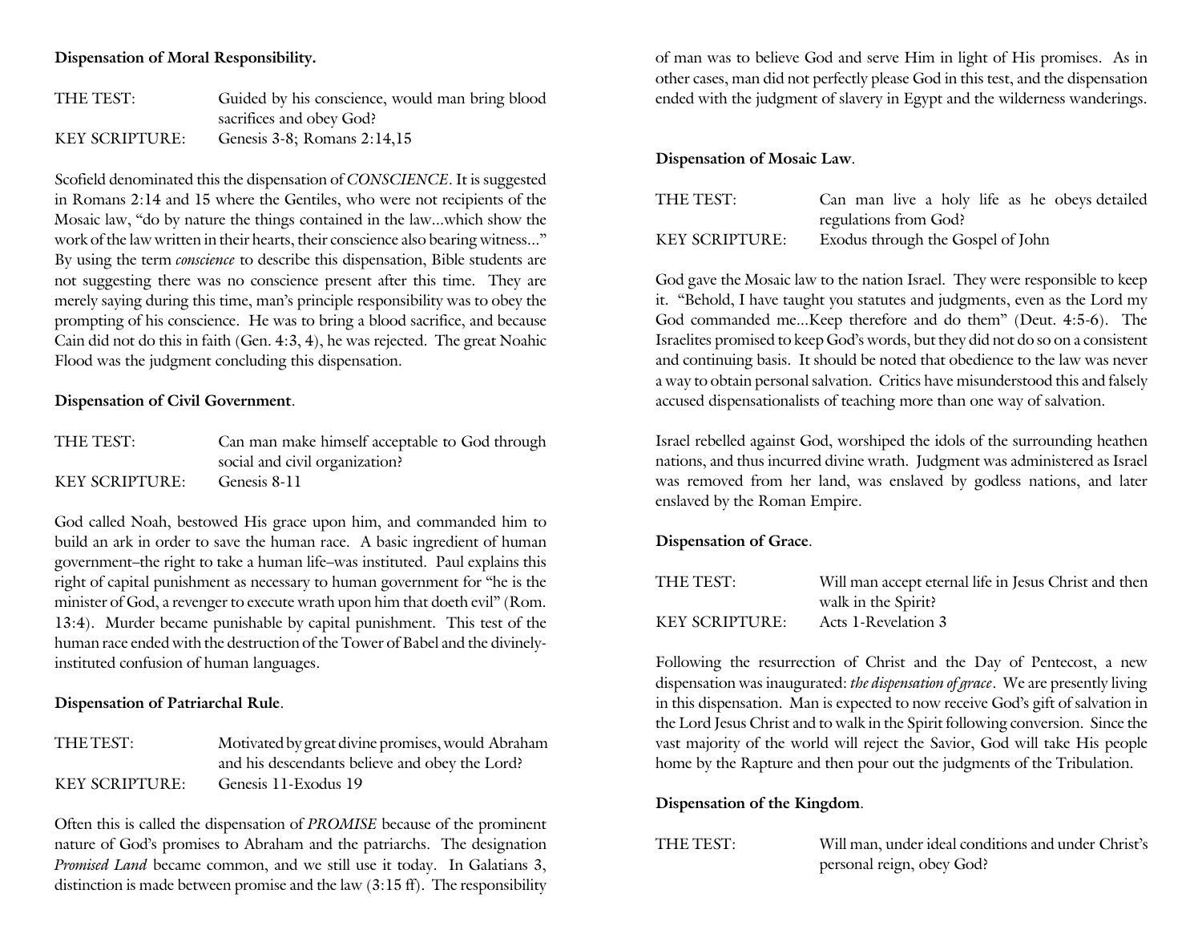**Dispensation of Moral Responsibility.**

| | |
|---|---|
| THE TEST: | Guided by his conscience, would man bring blood sacrifices and obey God? |
| KEY SCRIPTURE: | Genesis 3-8; Romans 2:14,15 |

Scofield denominated this the dispensation of *CONSCIENCE*. It is suggested in Romans 2:14 and 15 where the Gentiles, who were not recipients of the Mosaic law, "do by nature the things contained in the law...which show the work of the law written in their hearts, their conscience also bearing witness..." By using the term *conscience* to describe this dispensation, Bible students are not suggesting there was no conscience present after this time. They are merely saying during this time, man's principle responsibility was to obey the prompting of his conscience. He was to bring a blood sacrifice, and because Cain did not do this in faith (Gen. 4:3, 4), he was rejected. The great Noahic Flood was the judgment concluding this dispensation.

**Dispensation of Civil Government**.

| | |
|---|---|
| THE TEST: | Can man make himself acceptable to God through social and civil organization? |
| KEY SCRIPTURE: | Genesis 8-11 |

God called Noah, bestowed His grace upon him, and commanded him to build an ark in order to save the human race. A basic ingredient of human government–the right to take a human life–was instituted. Paul explains this right of capital punishment as necessary to human government for "he is the minister of God, a revenger to execute wrath upon him that doeth evil" (Rom. 13:4). Murder became punishable by capital punishment. This test of the human race ended with the destruction of the Tower of Babel and the divinely-instituted confusion of human languages.

**Dispensation of Patriarchal Rule**.

| | |
|---|---|
| THE TEST: | Motivated by great divine promises, would Abraham and his descendants believe and obey the Lord? |
| KEY SCRIPTURE: | Genesis 11-Exodus 19 |

Often this is called the dispensation of *PROMISE* because of the prominent nature of God's promises to Abraham and the patriarchs. The designation *Promised Land* became common, and we still use it today. In Galatians 3, distinction is made between promise and the law (3:15 ff). The responsibility of man was to believe God and serve Him in light of His promises. As in other cases, man did not perfectly please God in this test, and the dispensation ended with the judgment of slavery in Egypt and the wilderness wanderings.

**Dispensation of Mosaic Law**.

| | |
|---|---|
| THE TEST: | Can man live a holy life as he obeys detailed regulations from God? |
| KEY SCRIPTURE: | Exodus through the Gospel of John |

God gave the Mosaic law to the nation Israel. They were responsible to keep it. "Behold, I have taught you statutes and judgments, even as the Lord my God commanded me...Keep therefore and do them" (Deut. 4:5-6). The Israelites promised to keep God's words, but they did not do so on a consistent and continuing basis. It should be noted that obedience to the law was never a way to obtain personal salvation. Critics have misunderstood this and falsely accused dispensationalists of teaching more than one way of salvation.

Israel rebelled against God, worshiped the idols of the surrounding heathen nations, and thus incurred divine wrath. Judgment was administered as Israel was removed from her land, was enslaved by godless nations, and later enslaved by the Roman Empire.

**Dispensation of Grace**.

| | |
|---|---|
| THE TEST: | Will man accept eternal life in Jesus Christ and then walk in the Spirit? |
| KEY SCRIPTURE: | Acts 1-Revelation 3 |

Following the resurrection of Christ and the Day of Pentecost, a new dispensation was inaugurated: *the dispensation of grace*. We are presently living in this dispensation. Man is expected to now receive God's gift of salvation in the Lord Jesus Christ and to walk in the Spirit following conversion. Since the vast majority of the world will reject the Savior, God will take His people home by the Rapture and then pour out the judgments of the Tribulation.

**Dispensation of the Kingdom**.

| | |
|---|---|
| THE TEST: | Will man, under ideal conditions and under Christ's personal reign, obey God? |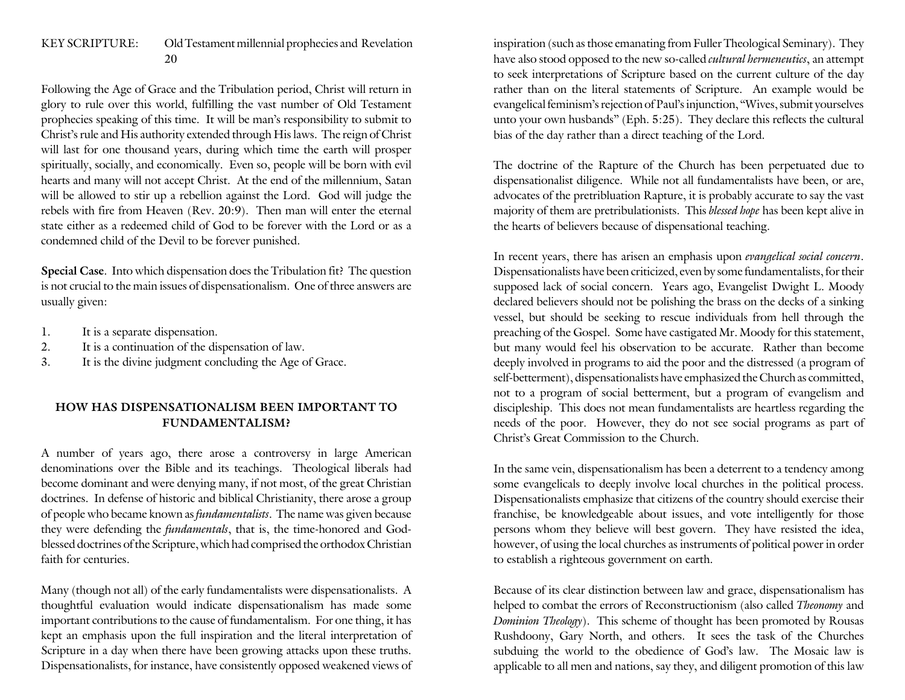KEY SCRIPTURE: Old Testament millennial prophecies and Revelation 20

Following the Age of Grace and the Tribulation period, Christ will return in glory to rule over this world, fulfilling the vast number of Old Testament prophecies speaking of this time. It will be man's responsibility to submit to Christ's rule and His authority extended through His laws. The reign of Christ will last for one thousand years, during which time the earth will prosper spiritually, socially, and economically. Even so, people will be born with evil hearts and many will not accept Christ. At the end of the millennium, Satan will be allowed to stir up a rebellion against the Lord. God will judge the rebels with fire from Heaven (Rev. 20:9). Then man will enter the eternal state either as a redeemed child of God to be forever with the Lord or as a condemned child of the Devil to be forever punished.

**Special Case**. Into which dispensation does the Tribulation fit? The question is not crucial to the main issues of dispensationalism. One of three answers are usually given:

1. It is a separate dispensation.
2. It is a continuation of the dispensation of law.
3. It is the divine judgment concluding the Age of Grace.

## HOW HAS DISPENSATIONALISM BEEN IMPORTANT TO FUNDAMENTALISM?

A number of years ago, there arose a controversy in large American denominations over the Bible and its teachings. Theological liberals had become dominant and were denying many, if not most, of the great Christian doctrines. In defense of historic and biblical Christianity, there arose a group of people who became known as *fundamentalists*. The name was given because they were defending the *fundamentals*, that is, the time-honored and God-blessed doctrines of the Scripture, which had comprised the orthodox Christian faith for centuries.

Many (though not all) of the early fundamentalists were dispensationalists. A thoughtful evaluation would indicate dispensationalism has made some important contributions to the cause of fundamentalism. For one thing, it has kept an emphasis upon the full inspiration and the literal interpretation of Scripture in a day when there have been growing attacks upon these truths. Dispensationalists, for instance, have consistently opposed weakened views of inspiration (such as those emanating from Fuller Theological Seminary). They have also stood opposed to the new so-called *cultural hermeneutics*, an attempt to seek interpretations of Scripture based on the current culture of the day rather than on the literal statements of Scripture. An example would be evangelical feminism's rejection of Paul's injunction, "Wives, submit yourselves unto your own husbands" (Eph. 5:25). They declare this reflects the cultural bias of the day rather than a direct teaching of the Lord.

The doctrine of the Rapture of the Church has been perpetuated due to dispensationalist diligence. While not all fundamentalists have been, or are, advocates of the pretribluation Rapture, it is probably accurate to say the vast majority of them are pretribulationists. This *blessed hope* has been kept alive in the hearts of believers because of dispensational teaching.

In recent years, there has arisen an emphasis upon *evangelical social concern*. Dispensationalists have been criticized, even by some fundamentalists, for their supposed lack of social concern. Years ago, Evangelist Dwight L. Moody declared believers should not be polishing the brass on the decks of a sinking vessel, but should be seeking to rescue individuals from hell through the preaching of the Gospel. Some have castigated Mr. Moody for this statement, but many would feel his observation to be accurate. Rather than become deeply involved in programs to aid the poor and the distressed (a program of self-betterment), dispensationalists have emphasized the Church as committed, not to a program of social betterment, but a program of evangelism and discipleship. This does not mean fundamentalists are heartless regarding the needs of the poor. However, they do not see social programs as part of Christ's Great Commission to the Church.

In the same vein, dispensationalism has been a deterrent to a tendency among some evangelicals to deeply involve local churches in the political process. Dispensationalists emphasize that citizens of the country should exercise their franchise, be knowledgeable about issues, and vote intelligently for those persons whom they believe will best govern. They have resisted the idea, however, of using the local churches as instruments of political power in order to establish a righteous government on earth.

Because of its clear distinction between law and grace, dispensationalism has helped to combat the errors of Reconstructionism (also called *Theonomy* and *Dominion Theology*). This scheme of thought has been promoted by Rousas Rushdooney, Gary North, and others. It sees the task of the Churches subduing the world to the obedience of God's law. The Mosaic law is applicable to all men and nations, say they, and diligent promotion of this law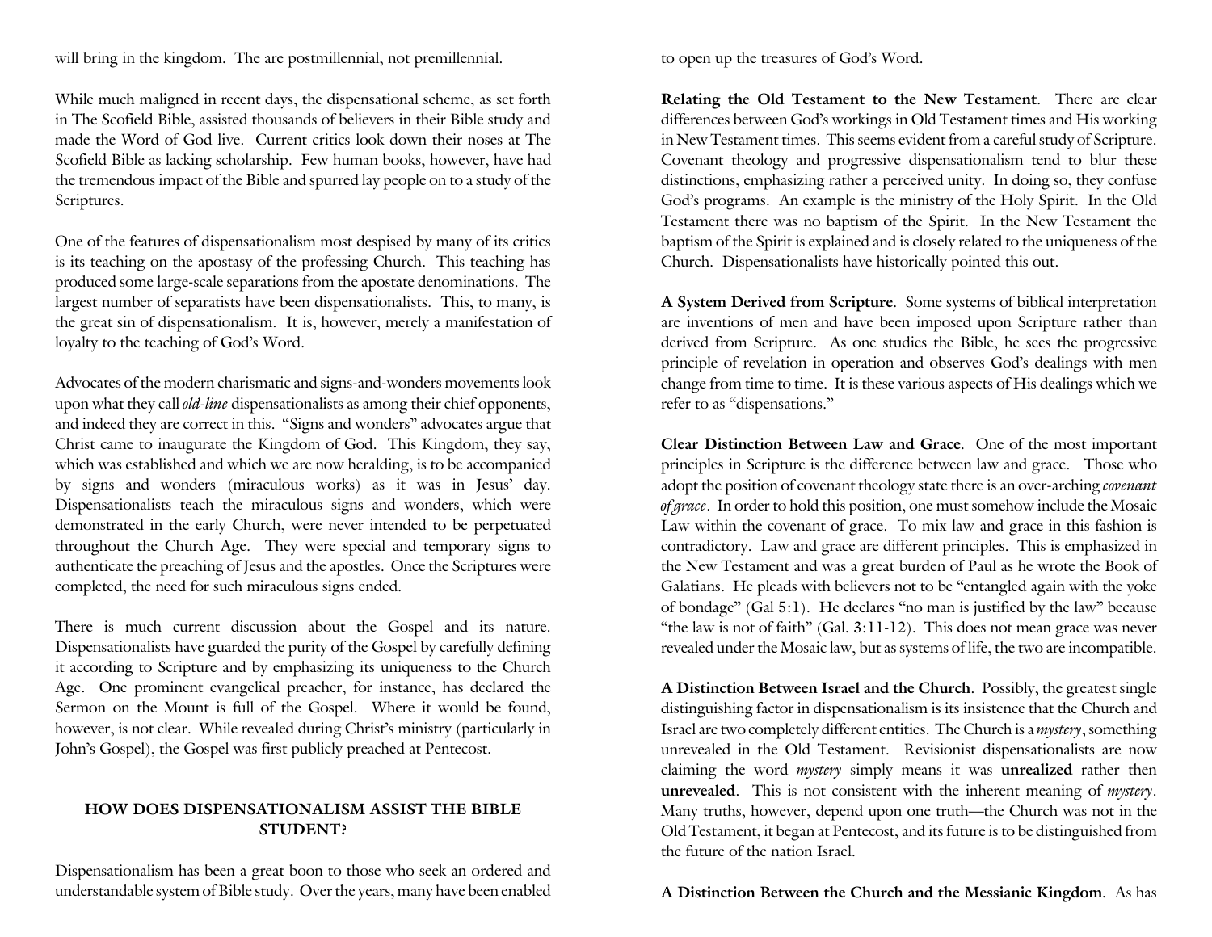will bring in the kingdom. The are postmillennial, not premillennial.

While much maligned in recent days, the dispensational scheme, as set forth in The Scofield Bible, assisted thousands of believers in their Bible study and made the Word of God live. Current critics look down their noses at The Scofield Bible as lacking scholarship. Few human books, however, have had the tremendous impact of the Bible and spurred lay people on to a study of the Scriptures.

One of the features of dispensationalism most despised by many of its critics is its teaching on the apostasy of the professing Church. This teaching has produced some large-scale separations from the apostate denominations. The largest number of separatists have been dispensationalists. This, to many, is the great sin of dispensationalism. It is, however, merely a manifestation of loyalty to the teaching of God's Word.

Advocates of the modern charismatic and signs-and-wonders movements look upon what they call *old-line* dispensationalists as among their chief opponents, and indeed they are correct in this. "Signs and wonders" advocates argue that Christ came to inaugurate the Kingdom of God. This Kingdom, they say, which was established and which we are now heralding, is to be accompanied by signs and wonders (miraculous works) as it was in Jesus' day. Dispensationalists teach the miraculous signs and wonders, which were demonstrated in the early Church, were never intended to be perpetuated throughout the Church Age. They were special and temporary signs to authenticate the preaching of Jesus and the apostles. Once the Scriptures were completed, the need for such miraculous signs ended.

There is much current discussion about the Gospel and its nature. Dispensationalists have guarded the purity of the Gospel by carefully defining it according to Scripture and by emphasizing its uniqueness to the Church Age. One prominent evangelical preacher, for instance, has declared the Sermon on the Mount is full of the Gospel. Where it would be found, however, is not clear. While revealed during Christ's ministry (particularly in John's Gospel), the Gospel was first publicly preached at Pentecost.

## HOW DOES DISPENSATIONALISM ASSIST THE BIBLE STUDENT?

Dispensationalism has been a great boon to those who seek an ordered and understandable system of Bible study. Over the years, many have been enabled to open up the treasures of God's Word.

**Relating the Old Testament to the New Testament**. There are clear differences between God's workings in Old Testament times and His working in New Testament times. This seems evident from a careful study of Scripture. Covenant theology and progressive dispensationalism tend to blur these distinctions, emphasizing rather a perceived unity. In doing so, they confuse God's programs. An example is the ministry of the Holy Spirit. In the Old Testament there was no baptism of the Spirit. In the New Testament the baptism of the Spirit is explained and is closely related to the uniqueness of the Church. Dispensationalists have historically pointed this out.

**A System Derived from Scripture**. Some systems of biblical interpretation are inventions of men and have been imposed upon Scripture rather than derived from Scripture. As one studies the Bible, he sees the progressive principle of revelation in operation and observes God's dealings with men change from time to time. It is these various aspects of His dealings which we refer to as "dispensations."

**Clear Distinction Between Law and Grace**. One of the most important principles in Scripture is the difference between law and grace. Those who adopt the position of covenant theology state there is an over-arching *covenant of grace*. In order to hold this position, one must somehow include the Mosaic Law within the covenant of grace. To mix law and grace in this fashion is contradictory. Law and grace are different principles. This is emphasized in the New Testament and was a great burden of Paul as he wrote the Book of Galatians. He pleads with believers not to be "entangled again with the yoke of bondage" (Gal 5:1). He declares "no man is justified by the law" because "the law is not of faith" (Gal. 3:11-12). This does not mean grace was never revealed under the Mosaic law, but as systems of life, the two are incompatible.

**A Distinction Between Israel and the Church**. Possibly, the greatest single distinguishing factor in dispensationalism is its insistence that the Church and Israel are two completely different entities. The Church is a *mystery*, something unrevealed in the Old Testament. Revisionist dispensationalists are now claiming the word *mystery* simply means it was **unrealized** rather then **unrevealed**. This is not consistent with the inherent meaning of *mystery*. Many truths, however, depend upon one truth—the Church was not in the Old Testament, it began at Pentecost, and its future is to be distinguished from the future of the nation Israel.

**A Distinction Between the Church and the Messianic Kingdom**. As has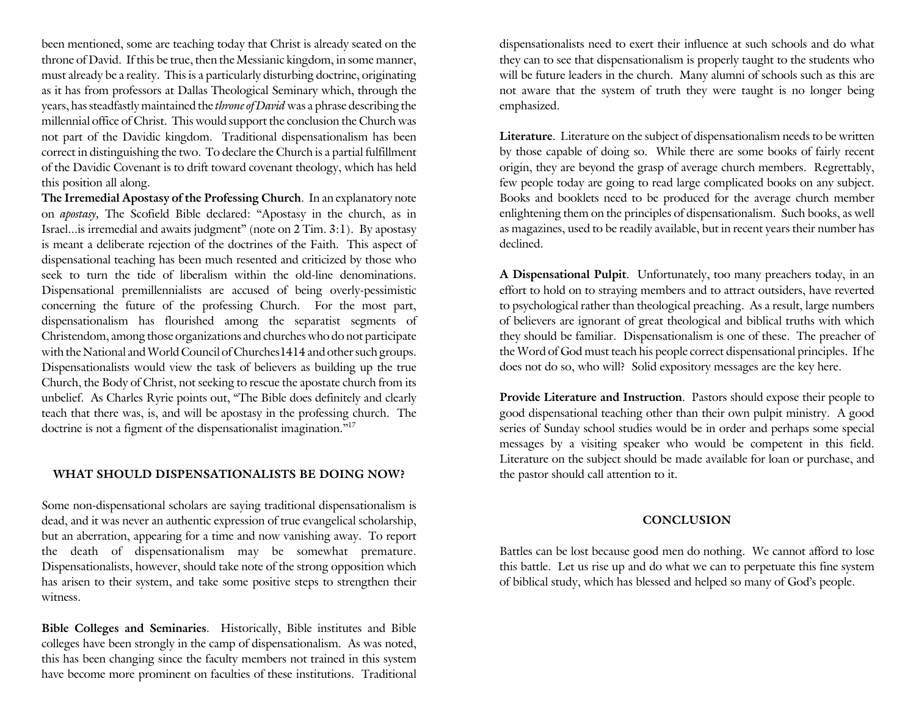been mentioned, some are teaching today that Christ is already seated on the throne of David. If this be true, then the Messianic kingdom, in some manner, must already be a reality. This is a particularly disturbing doctrine, originating as it has from professors at Dallas Theological Seminary which, through the years, has steadfastly maintained the *throne of David* was a phrase describing the millennial office of Christ. This would support the conclusion the Church was not part of the Davidic kingdom. Traditional dispensationalism has been correct in distinguishing the two. To declare the Church is a partial fulfillment of the Davidic Covenant is to drift toward covenant theology, which has held this position all along.

**The Irremedial Apostasy of the Professing Church**. In an explanatory note on *apostasy,* The Scofield Bible declared: "Apostasy in the church, as in Israel...is irremedial and awaits judgment" (note on 2 Tim. 3:1). By apostasy is meant a deliberate rejection of the doctrines of the Faith. This aspect of dispensational teaching has been much resented and criticized by those who seek to turn the tide of liberalism within the old-line denominations. Dispensational premillennialists are accused of being overly-pessimistic concerning the future of the professing Church. For the most part, dispensationalism has flourished among the separatist segments of Christendom, among those organizations and churches who do not participate with the National and World Council of Churches1414 and other such groups. Dispensationalists would view the task of believers as building up the true Church, the Body of Christ, not seeking to rescue the apostate church from its unbelief. As Charles Ryrie points out, "The Bible does definitely and clearly teach that there was, is, and will be apostasy in the professing church. The doctrine is not a figment of the dispensationalist imagination."[17]

## WHAT SHOULD DISPENSATIONALISTS BE DOING NOW?

Some non-dispensational scholars are saying traditional dispensationalism is dead, and it was never an authentic expression of true evangelical scholarship, but an aberration, appearing for a time and now vanishing away. To report the death of dispensationalism may be somewhat premature. Dispensationalists, however, should take note of the strong opposition which has arisen to their system, and take some positive steps to strengthen their witness.

**Bible Colleges and Seminaries**. Historically, Bible institutes and Bible colleges have been strongly in the camp of dispensationalism. As was noted, this has been changing since the faculty members not trained in this system have become more prominent on faculties of these institutions. Traditional dispensationalists need to exert their influence at such schools and do what they can to see that dispensationalism is properly taught to the students who will be future leaders in the church. Many alumni of schools such as this are not aware that the system of truth they were taught is no longer being emphasized.

**Literature**. Literature on the subject of dispensationalism needs to be written by those capable of doing so. While there are some books of fairly recent origin, they are beyond the grasp of average church members. Regrettably, few people today are going to read large complicated books on any subject. Books and booklets need to be produced for the average church member enlightening them on the principles of dispensationalism. Such books, as well as magazines, used to be readily available, but in recent years their number has declined.

**A Dispensational Pulpit**. Unfortunately, too many preachers today, in an effort to hold on to straying members and to attract outsiders, have reverted to psychological rather than theological preaching. As a result, large numbers of believers are ignorant of great theological and biblical truths with which they should be familiar. Dispensationalism is one of these. The preacher of the Word of God must teach his people correct dispensational principles. If he does not do so, who will? Solid expository messages are the key here.

**Provide Literature and Instruction**. Pastors should expose their people to good dispensational teaching other than their own pulpit ministry. A good series of Sunday school studies would be in order and perhaps some special messages by a visiting speaker who would be competent in this field. Literature on the subject should be made available for loan or purchase, and the pastor should call attention to it.

## CONCLUSION

Battles can be lost because good men do nothing. We cannot afford to lose this battle. Let us rise up and do what we can to perpetuate this fine system of biblical study, which has blessed and helped so many of God's people.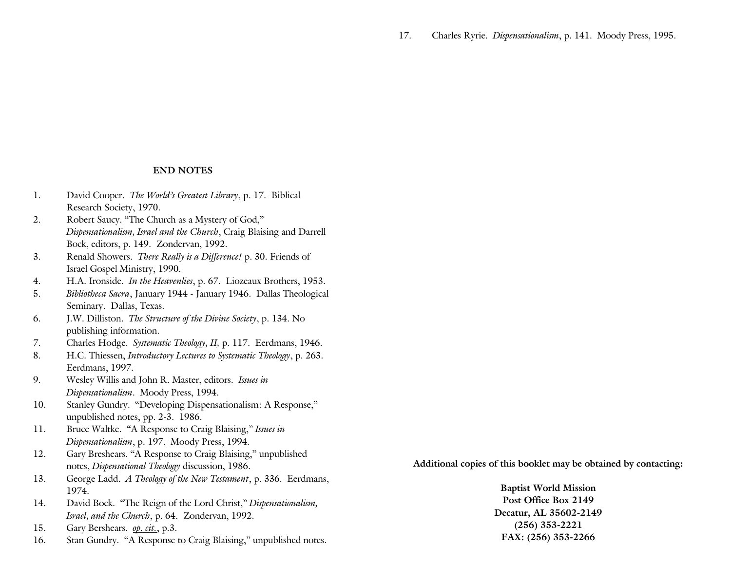## END NOTES

1. David Cooper. *The World's Greatest Library*, p. 17. Biblical Research Society, 1970.
2. Robert Saucy. "The Church as a Mystery of God," *Dispensationalism, Israel and the Church*, Craig Blaising and Darrell Bock, editors, p. 149. Zondervan, 1992.
3. Renald Showers. *There Really is a Difference!* p. 30. Friends of Israel Gospel Ministry, 1990.
4. H.A. Ironside. *In the Heavenlies*, p. 67. Liozeaux Brothers, 1953.
5. *Bibliotheca Sacra*, January 1944 - January 1946. Dallas Theological Seminary. Dallas, Texas.
6. J.W. Dilliston. *The Structure of the Divine Society*, p. 134. No publishing information.
7. Charles Hodge. *Systematic Theology, II,* p. 117. Eerdmans, 1946.
8. H.C. Thiessen, *Introductory Lectures to Systematic Theology*, p. 263. Eerdmans, 1997.
9. Wesley Willis and John R. Master, editors. *Issues in Dispensationalism*. Moody Press, 1994.
10. Stanley Gundry. "Developing Dispensationalism: A Response," unpublished notes, pp. 2-3. 1986.
11. Bruce Waltke. "A Response to Craig Blaising," *Issues in Dispensationalism*, p. 197. Moody Press, 1994.
12. Gary Breshears. "A Response to Craig Blaising," unpublished notes, *Dispensational Theology* discussion, 1986.
13. George Ladd. *A Theology of the New Testament*, p. 336. Eerdmans, 1974.
14. David Bock. "The Reign of the Lord Christ," *Dispensationalism, Israel, and the Church*, p. 64. Zondervan, 1992.
15. Gary Bershears. *op. cit.*, p.3.
16. Stan Gundry. "A Response to Craig Blaising," unpublished notes.
17. Charles Ryrie. *Dispensationalism*, p. 141. Moody Press, 1995.

**Additional copies of this booklet may be obtained by contacting:**

**Baptist World Mission**
**Post Office Box 2149**
**Decatur, AL 35602-2149**
**(256) 353-2221**
**FAX: (256) 353-2266**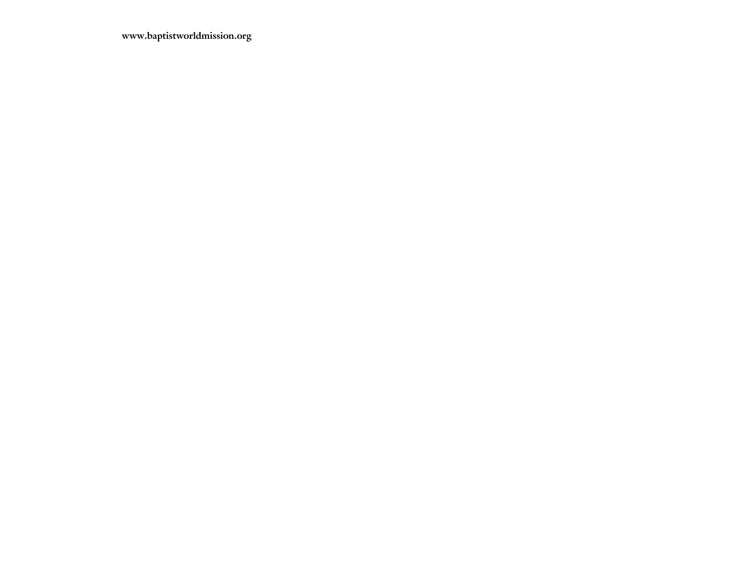**www.baptistworldmission.org**